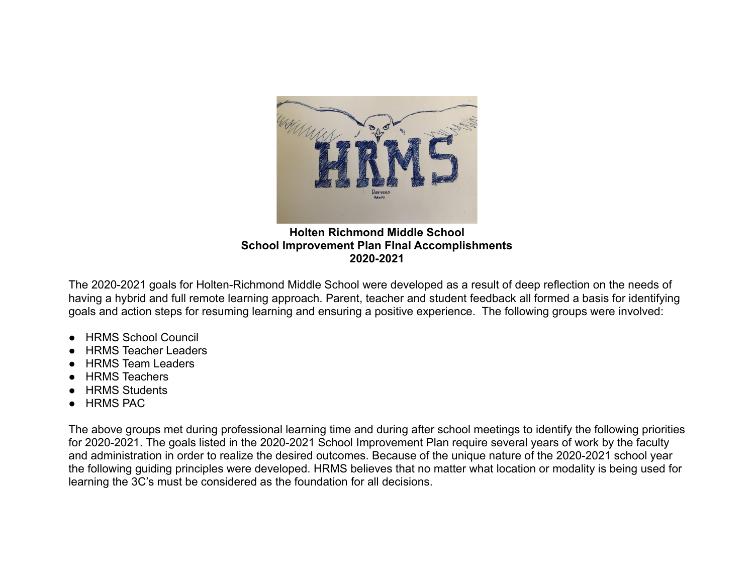**Holten Richmond Middle School**
**School Improvement Plan FInal Accomplishments**
**2020-2021**

The 2020-2021 goals for Holten-Richmond Middle School were developed as a result of deep reflection on the needs of having a hybrid and full remote learning approach. Parent, teacher and student feedback all formed a basis for identifying goals and action steps for resuming learning and ensuring a positive experience. The following groups were involved:

- HRMS School Council
- HRMS Teacher Leaders
- HRMS Team Leaders
- HRMS Teachers
- HRMS Students
- HRMS PAC

The above groups met during professional learning time and during after school meetings to identify the following priorities for 2020-2021. The goals listed in the 2020-2021 School Improvement Plan require several years of work by the faculty and administration in order to realize the desired outcomes. Because of the unique nature of the 2020-2021 school year the following guiding principles were developed. HRMS believes that no matter what location or modality is being used for learning the 3C's must be considered as the foundation for all decisions.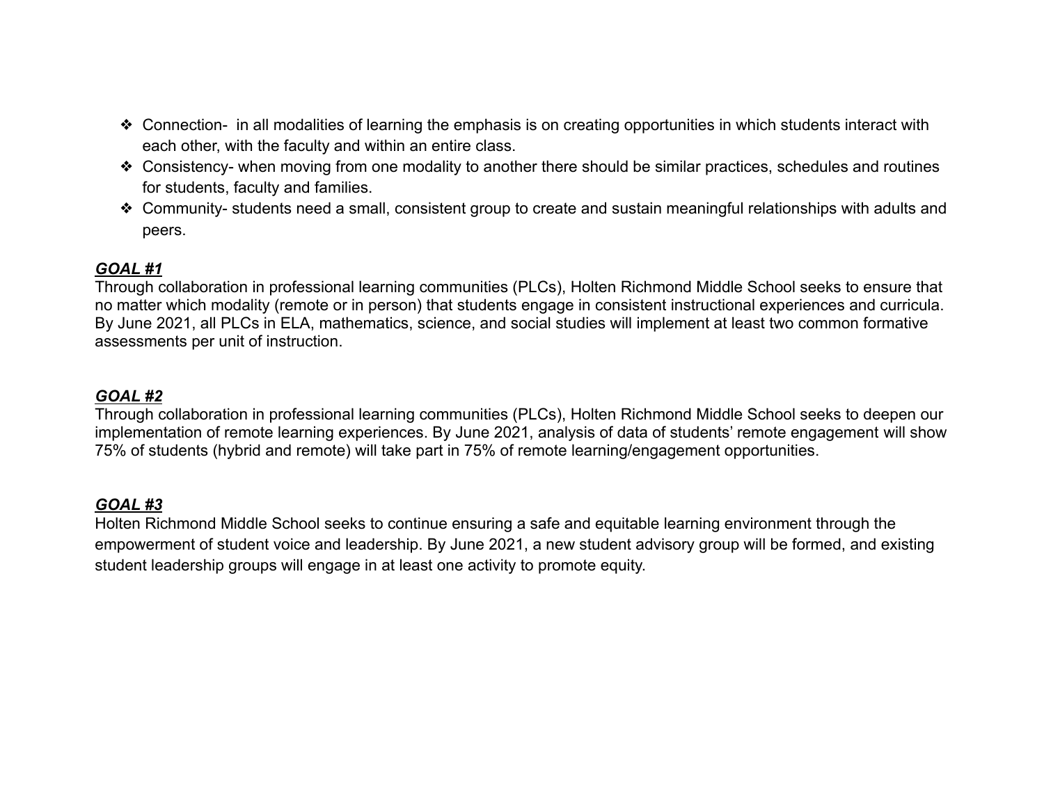- ❖ Connection- in all modalities of learning the emphasis is on creating opportunities in which students interact with each other, with the faculty and within an entire class.
- ❖ Consistency- when moving from one modality to another there should be similar practices, schedules and routines for students, faculty and families.
- ❖ Community- students need a small, consistent group to create and sustain meaningful relationships with adults and peers.

***GOAL #1***

Through collaboration in professional learning communities (PLCs), Holten Richmond Middle School seeks to ensure that no matter which modality (remote or in person) that students engage in consistent instructional experiences and curricula. By June 2021, all PLCs in ELA, mathematics, science, and social studies will implement at least two common formative assessments per unit of instruction.

***GOAL #2***

Through collaboration in professional learning communities (PLCs), Holten Richmond Middle School seeks to deepen our implementation of remote learning experiences. By June 2021, analysis of data of students' remote engagement will show 75% of students (hybrid and remote) will take part in 75% of remote learning/engagement opportunities.

***GOAL #3***

Holten Richmond Middle School seeks to continue ensuring a safe and equitable learning environment through the empowerment of student voice and leadership. By June 2021, a new student advisory group will be formed, and existing student leadership groups will engage in at least one activity to promote equity.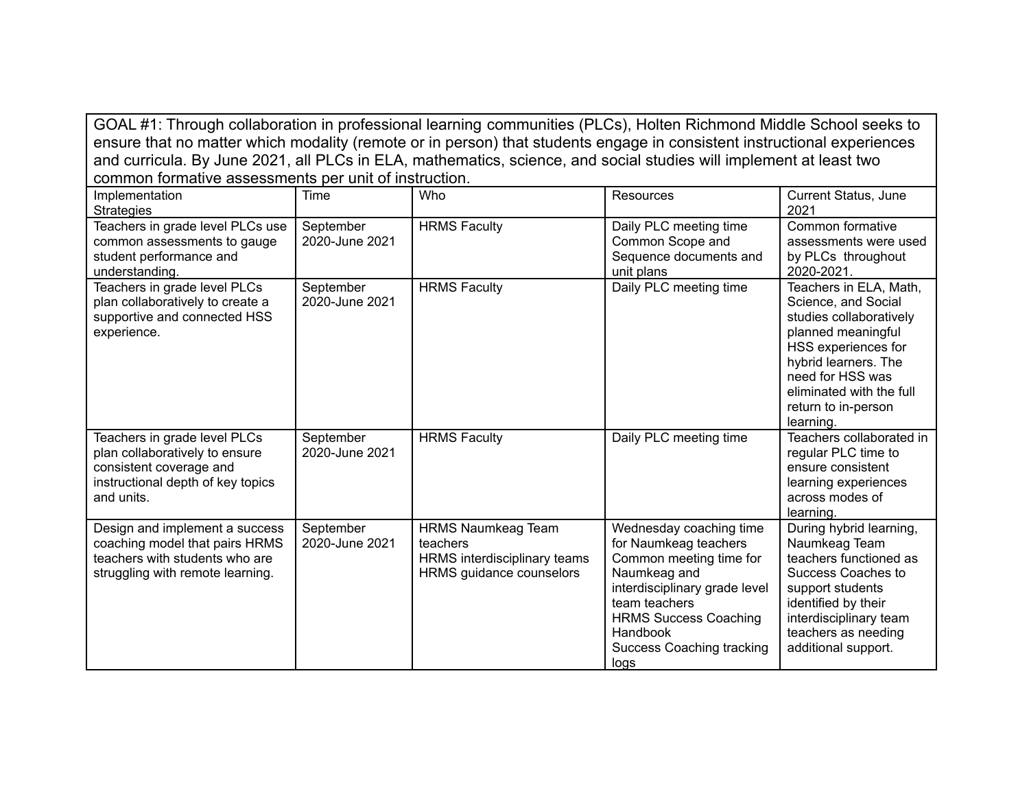GOAL #1: Through collaboration in professional learning communities (PLCs), Holten Richmond Middle School seeks to ensure that no matter which modality (remote or in person) that students engage in consistent instructional experiences and curricula. By June 2021, all PLCs in ELA, mathematics, science, and social studies will implement at least two common formative assessments per unit of instruction.

| Implementation Strategies | Time | Who | Resources | Current Status, June 2021 |
|---|---|---|---|---|
| Teachers in grade level PLCs use common assessments to gauge student performance and understanding. | September 2020-June 2021 | HRMS Faculty | Daily PLC meeting time<br>Common Scope and Sequence documents and unit plans | Common formative assessments were used by PLCs throughout 2020-2021. |
| Teachers in grade level PLCs plan collaboratively to create a supportive and connected HSS experience. | September 2020-June 2021 | HRMS Faculty | Daily PLC meeting time | Teachers in ELA, Math, Science, and Social studies collaboratively planned meaningful HSS experiences for hybrid learners. The need for HSS was eliminated with the full return to in-person learning. |
| Teachers in grade level PLCs plan collaboratively to ensure consistent coverage and instructional depth of key topics and units. | September 2020-June 2021 | HRMS Faculty | Daily PLC meeting time | Teachers collaborated in regular PLC time to ensure consistent learning experiences across modes of learning. |
| Design and implement a success coaching model that pairs HRMS teachers with students who are struggling with remote learning. | September 2020-June 2021 | HRMS Naumkeag Team teachers<br>HRMS interdisciplinary teams<br>HRMS guidance counselors | Wednesday coaching time for Naumkeag teachers<br>Common meeting time for Naumkeag and interdisciplinary grade level team teachers<br>HRMS Success Coaching Handbook<br>Success Coaching tracking logs | During hybrid learning, Naumkeag Team teachers functioned as Success Coaches to support students identified by their interdisciplinary team teachers as needing additional support. |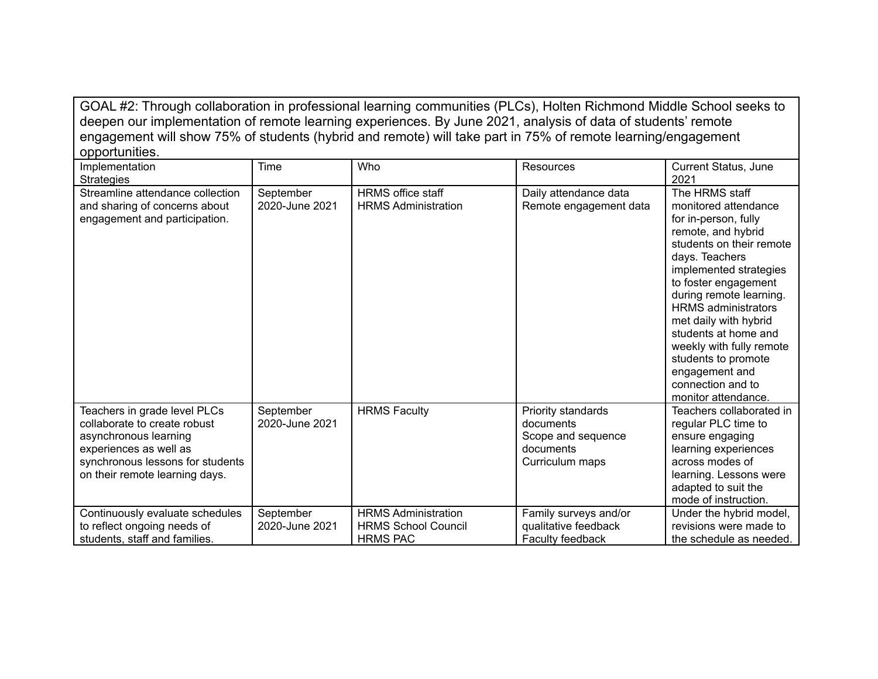GOAL #2: Through collaboration in professional learning communities (PLCs), Holten Richmond Middle School seeks to deepen our implementation of remote learning experiences. By June 2021, analysis of data of students' remote engagement will show 75% of students (hybrid and remote) will take part in 75% of remote learning/engagement opportunities.

| Implementation Strategies | Time | Who | Resources | Current Status, June 2021 |
|---|---|---|---|---|
| Streamline attendance collection and sharing of concerns about engagement and participation. | September 2020-June 2021 | HRMS office staff<br>HRMS Administration | Daily attendance data<br>Remote engagement data | The HRMS staff monitored attendance for in-person, fully remote, and hybrid students on their remote days. Teachers implemented strategies to foster engagement during remote learning. HRMS administrators met daily with hybrid students at home and weekly with fully remote students to promote engagement and connection and to monitor attendance. |
| Teachers in grade level PLCs collaborate to create robust asynchronous learning experiences as well as synchronous lessons for students on their remote learning days. | September 2020-June 2021 | HRMS Faculty | Priority standards documents<br>Scope and sequence documents<br>Curriculum maps | Teachers collaborated in regular PLC time to ensure engaging learning experiences across modes of learning. Lessons were adapted to suit the mode of instruction. |
| Continuously evaluate schedules to reflect ongoing needs of students, staff and families. | September 2020-June 2021 | HRMS Administration<br>HRMS School Council<br>HRMS PAC | Family surveys and/or qualitative feedback<br>Faculty feedback | Under the hybrid model, revisions were made to the schedule as needed. |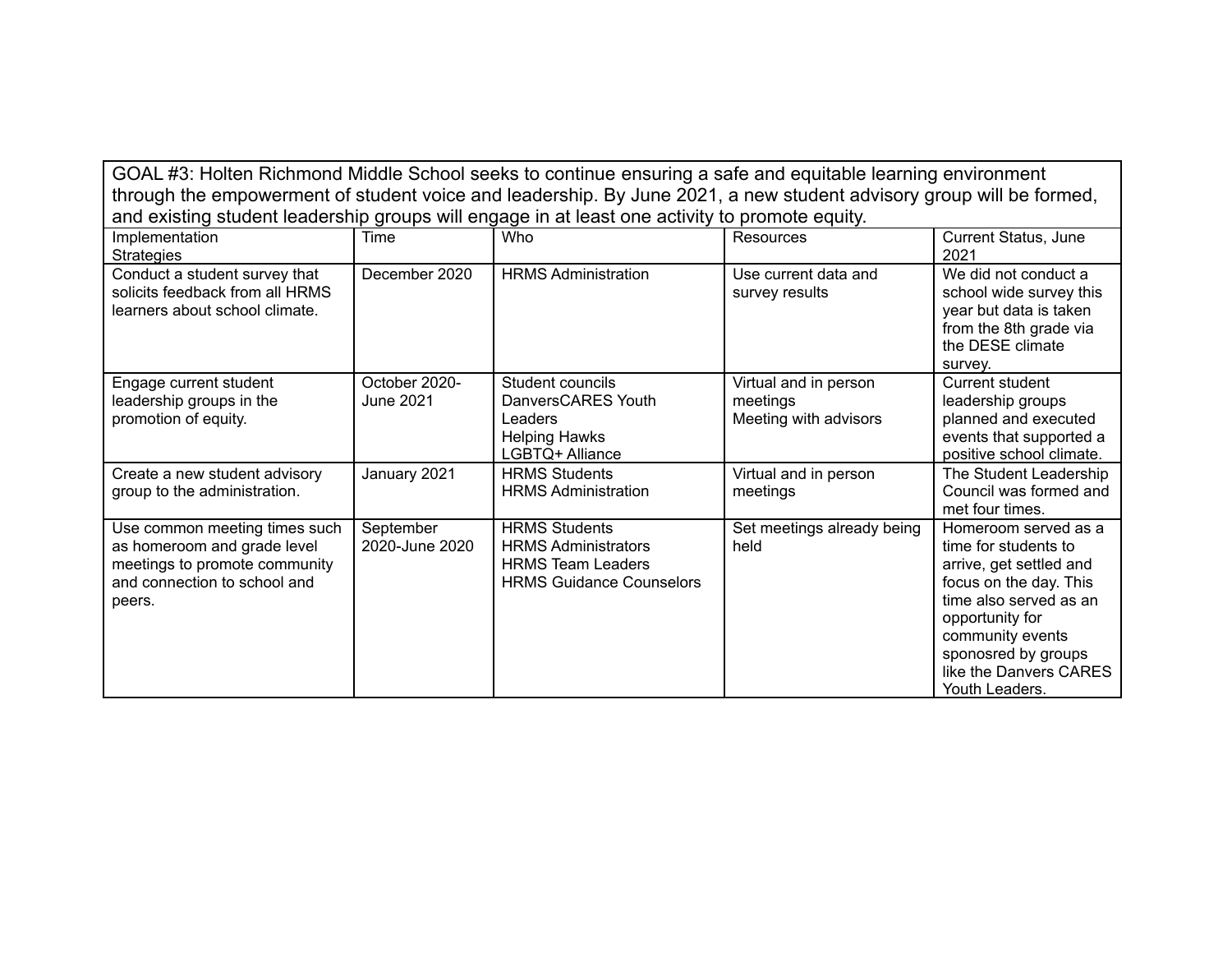GOAL #3: Holten Richmond Middle School seeks to continue ensuring a safe and equitable learning environment through the empowerment of student voice and leadership. By June 2021, a new student advisory group will be formed, and existing student leadership groups will engage in at least one activity to promote equity.

| Implementation Strategies | Time | Who | Resources | Current Status, June 2021 |
| --- | --- | --- | --- | --- |
| Conduct a student survey that solicits feedback from all HRMS learners about school climate. | December 2020 | HRMS Administration | Use current data and survey results | We did not conduct a school wide survey this year but data is taken from the 8th grade via the DESE climate survey. |
| Engage current student leadership groups in the promotion of equity. | October 2020-June 2021 | Student councils<br>DanversCARES Youth Leaders<br>Helping Hawks<br>LGBTQ+ Alliance | Virtual and in person meetings<br>Meeting with advisors | Current student leadership groups planned and executed events that supported a positive school climate. |
| Create a new student advisory group to the administration. | January 2021 | HRMS Students<br>HRMS Administration | Virtual and in person meetings | The Student Leadership Council was formed and met four times. |
| Use common meeting times such as homeroom and grade level meetings to promote community and connection to school and peers. | September 2020-June 2020 | HRMS Students<br>HRMS Administrators<br>HRMS Team Leaders<br>HRMS Guidance Counselors | Set meetings already being held | Homeroom served as a time for students to arrive, get settled and focus on the day. This time also served as an opportunity for community events sponosred by groups like the Danvers CARES Youth Leaders. |